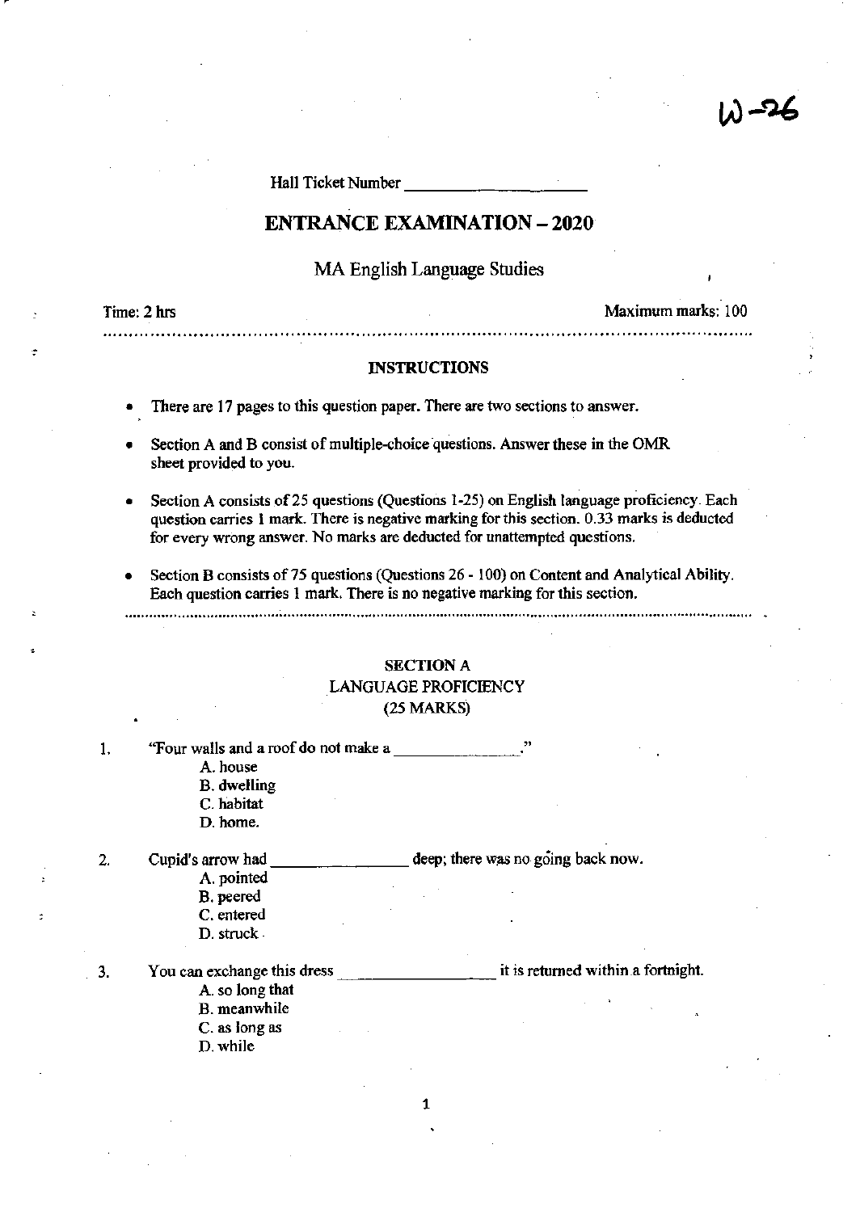W-26

Hall Ticket Number ____________________

# ENTRANCE EXAMINATION – 2020

## MA English Language Studies

Time: 2 hrs | Maximum marks: 100

---

### INSTRUCTIONS

- There are 17 pages to this question paper. There are two sections to answer.
- Section A and B consist of multiple-choice questions. Answer these in the OMR sheet provided to you.
- Section A consists of 25 questions (Questions 1-25) on English language proficiency. Each question carries 1 mark. There is negative marking for this section. 0.33 marks is deducted for every wrong answer. No marks are deducted for unattempted questions.
- Section B consists of 75 questions (Questions 26 - 100) on Content and Analytical Ability. Each question carries 1 mark. There is no negative marking for this section.

---

### SECTION A
### LANGUAGE PROFICIENCY
### (25 MARKS)

1. "Four walls and a roof do not make a ______________."
   - A. house
   - B. dwelling
   - C. habitat
   - D. home.

2. Cupid's arrow had ______________ deep; there was no going back now.
   - A. pointed
   - B. peered
   - C. entered
   - D. struck

3. You can exchange this dress ______________ it is returned within a fortnight.
   - A. so long that
   - B. meanwhile
   - C. as long as
   - D. while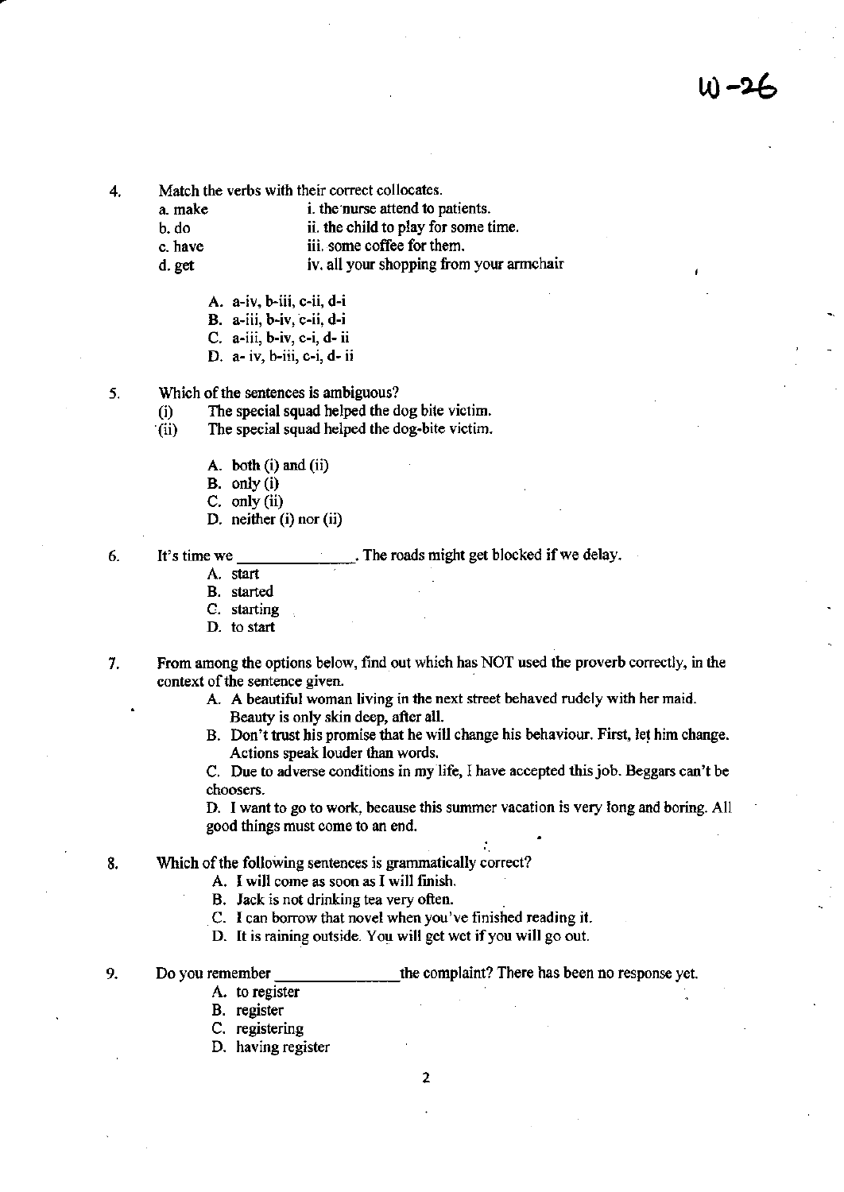W-26

4. Match the verbs with their correct collocates.

| | |
|---|---|
| a. make | i. the nurse attend to patients. |
| b. do | ii. the child to play for some time. |
| c. have | iii. some coffee for them. |
| d. get | iv. all your shopping from your armchair |

   A. a-iv, b-iii, c-ii, d-i
   B. a-iii, b-iv, c-ii, d-i
   C. a-iii, b-iv, c-i, d- ii
   D. a- iv, b-iii, c-i, d- ii

5. Which of the sentences is ambiguous?
   (i) The special squad helped the dog bite victim.
   (ii) The special squad helped the dog-bite victim.

   A. both (i) and (ii)
   B. only (i)
   C. only (ii)
   D. neither (i) nor (ii)

6. It's time we ______________. The roads might get blocked if we delay.
   A. start
   B. started
   C. starting
   D. to start

7. From among the options below, find out which has NOT used the proverb correctly, in the context of the sentence given.
   A. A beautiful woman living in the next street behaved rudely with her maid. Beauty is only skin deep, after all.
   B. Don't trust his promise that he will change his behaviour. First, let him change. Actions speak louder than words.
   C. Due to adverse conditions in my life, I have accepted this job. Beggars can't be choosers.
   D. I want to go to work, because this summer vacation is very long and boring. All good things must come to an end.

8. Which of the following sentences is grammatically correct?
   A. I will come as soon as I will finish.
   B. Jack is not drinking tea very often.
   C. I can borrow that novel when you've finished reading it.
   D. It is raining outside. You will get wet if you will go out.

9. Do you remember ______________the complaint? There has been no response yet.
   A. to register
   B. register
   C. registering
   D. having register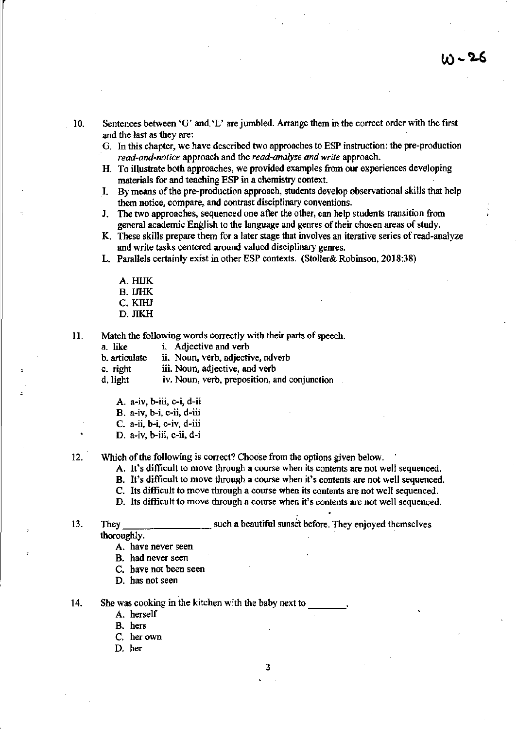10. Sentences between 'G' and 'L' are jumbled. Arrange them in the correct order with the first and the last as they are:
    G. In this chapter, we have described two approaches to ESP instruction: the pre-production *read-and-notice* approach and the *read-analyze and write* approach.
    H. To illustrate both approaches, we provided examples from our experiences developing materials for and teaching ESP in a chemistry context.
    I. By means of the pre-production approach, students develop observational skills that help them notice, compare, and contrast disciplinary conventions.
    J. The two approaches, sequenced one after the other, can help students transition from general academic English to the language and genres of their chosen areas of study.
    K. These skills prepare them for a later stage that involves an iterative series of read-analyze and write tasks centered around valued disciplinary genres.
    L. Parallels certainly exist in other ESP contexts. (Stoller& Robinson, 2018:38)

    A. HIJK
    B. IJHK
    C. KIHJ
    D. JIKH

11. Match the following words correctly with their parts of speech.

    | | |
    |---|---|
    | a. like | i. Adjective and verb |
    | b. articulate | ii. Noun, verb, adjective, adverb |
    | c. right | iii. Noun, adjective, and verb |
    | d. light | iv. Noun, verb, preposition, and conjunction |

    A. a-iv, b-iii, c-i, d-ii
    B. a-iv, b-i, c-ii, d-iii
    C. a-ii, b-i, c-iv, d-iii
    D. a-iv, b-iii, c-ii, d-i

12. Which of the following is correct? Choose from the options given below.
    A. It's difficult to move through a course when its contents are not well sequenced.
    B. It's difficult to move through a course when it's contents are not well sequenced.
    C. Its difficult to move through a course when its contents are not well sequenced.
    D. Its difficult to move through a course when it's contents are not well sequenced.

13. They _________________ such a beautiful sunset before. They enjoyed themselves thoroughly.
    A. have never seen
    B. had never seen
    C. have not been seen
    D. has not seen

14. She was cooking in the kitchen with the baby next to ________.
    A. herself
    B. hers
    C. her own
    D. her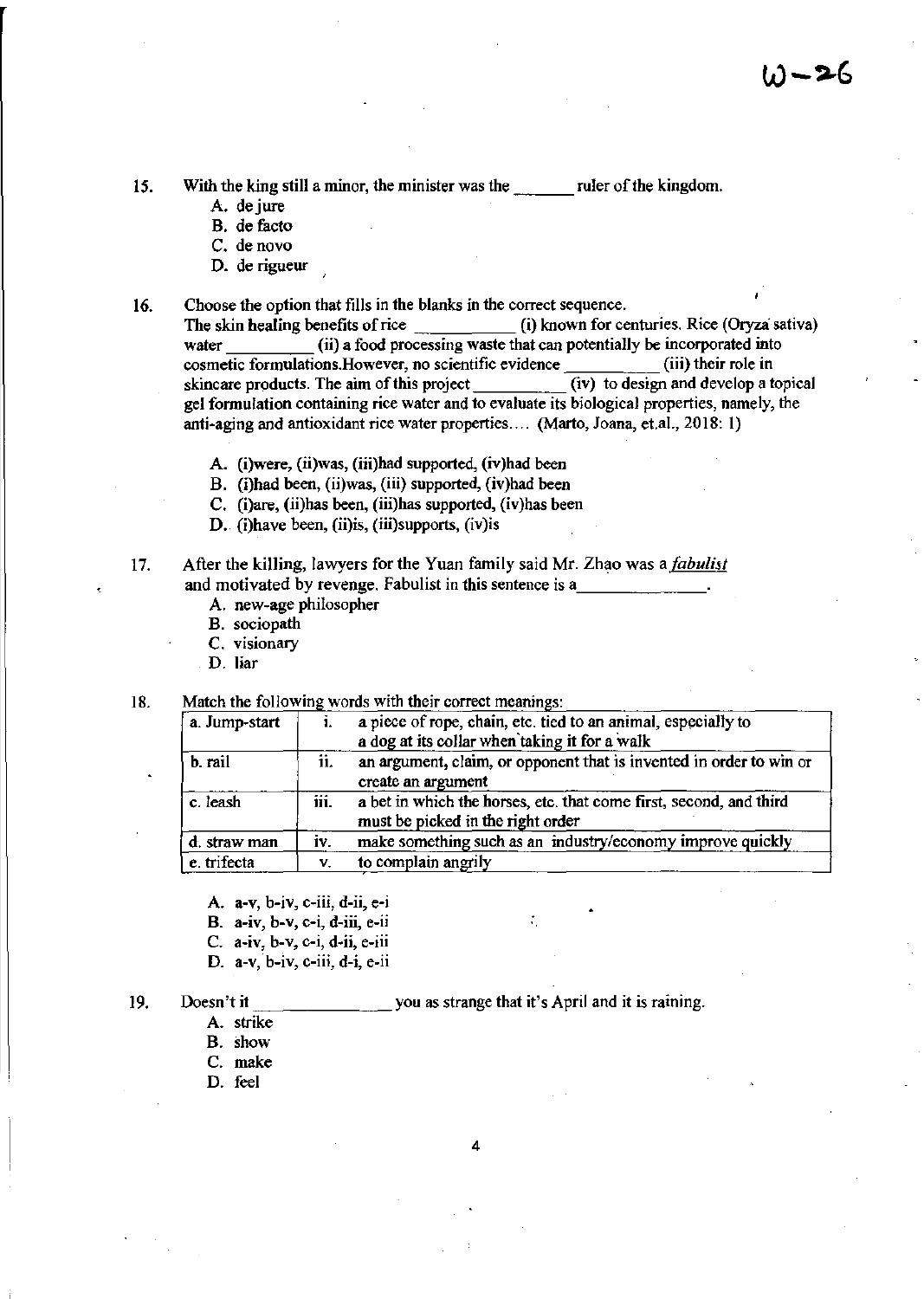W-26

15. With the king still a minor, the minister was the _______ ruler of the kingdom.
    A. de jure
    B. de facto
    C. de novo
    D. de rigueur

16. Choose the option that fills in the blanks in the correct sequence.
    The skin healing benefits of rice ___________ (i) known for centuries. Rice (Oryza sativa) water __________ (ii) a food processing waste that can potentially be incorporated into cosmetic formulations.However, no scientific evidence __________ (iii) their role in skincare products. The aim of this project __________ (iv) to design and develop a topical gel formulation containing rice water and to evaluate its biological properties, namely, the anti-aging and antioxidant rice water properties.... (Marto, Joana, et.al., 2018: 1)

    A. (i)were, (ii)was, (iii)had supported, (iv)had been
    B. (i)had been, (ii)was, (iii) supported, (iv)had been
    C. (i)are, (ii)has been, (iii)has supported, (iv)has been
    D. (i)have been, (ii)is, (iii)supports, (iv)is

17. After the killing, lawyers for the Yuan family said Mr. Zhao was a ***fabulist*** and motivated by revenge. Fabulist in this sentence is a______________.
    A. new-age philosopher
    B. sociopath
    C. visionary
    D. liar

18. Match the following words with their correct meanings:

| a. Jump-start | i. | a piece of rope, chain, etc. tied to an animal, especially to a dog at its collar when taking it for a walk |
|---|---|---|
| b. rail | ii. | an argument, claim, or opponent that is invented in order to win or create an argument |
| c. leash | iii. | a bet in which the horses, etc. that come first, second, and third must be picked in the right order |
| d. straw man | iv. | make something such as an industry/economy improve quickly |
| e. trifecta | v. | to complain angrily |

    A. a-v, b-iv, c-iii, d-ii, e-i
    B. a-iv, b-v, c-i, d-iii, e-ii
    C. a-iv, b-v, c-i, d-ii, e-iii
    D. a-v, b-iv, c-iii, d-i, e-ii

19. Doesn't it _____________ you as strange that it's April and it is raining.
    A. strike
    B. show
    C. make
    D. feel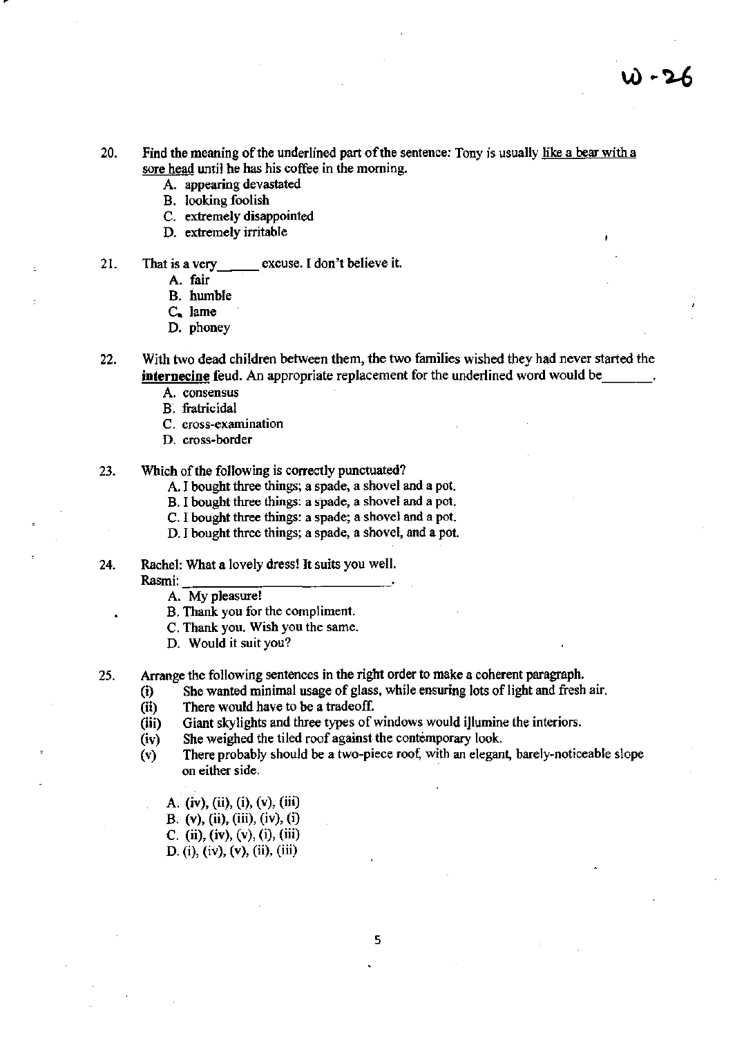20. Find the meaning of the underlined part of the sentence: Tony is usually <u>like a bear with a sore head</u> until he has his coffee in the morning.
    A. appearing devastated
    B. looking foolish
    C. extremely disappointed
    D. extremely irritable

21. That is a very\_\_\_\_\_ excuse. I don't believe it.
    A. fair
    B. humble
    C. lame
    D. phoney

22. With two dead children between them, the two families wished they had never started the **<u>internecine</u>** feud. An appropriate replacement for the underlined word would be\_\_\_\_\_\_.
    A. consensus
    B. fratricidal
    C. cross-examination
    D. cross-border

23. Which of the following is correctly punctuated?
    A. I bought three things; a spade, a shovel and a pot.
    B. I bought three things: a spade, a shovel and a pot.
    C. I bought three things: a spade; a shovel and a pot.
    D. I bought three things; a spade, a shovel, and a pot.

24. Rachel: What a lovely dress! It suits you well.
    Rasmi: \_\_\_\_\_\_\_\_\_\_\_\_\_\_\_\_\_\_\_\_\_\_\_\_.
    A. My pleasure!
    B. Thank you for the compliment.
    C. Thank you. Wish you the same.
    D. Would it suit you?

25. Arrange the following sentences in the right order to make a coherent paragraph.
    (i) She wanted minimal usage of glass, while ensuring lots of light and fresh air.
    (ii) There would have to be a tradeoff.
    (iii) Giant skylights and three types of windows would illumine the interiors.
    (iv) She weighed the tiled roof against the contemporary look.
    (v) There probably should be a two-piece roof, with an elegant, barely-noticeable slope on either side.

    A. (iv), (ii), (i), (v), (iii)
    B. (v), (ii), (iii), (iv), (i)
    C. (ii), (iv), (v), (i), (iii)
    D. (i), (iv), (v), (ii), (iii)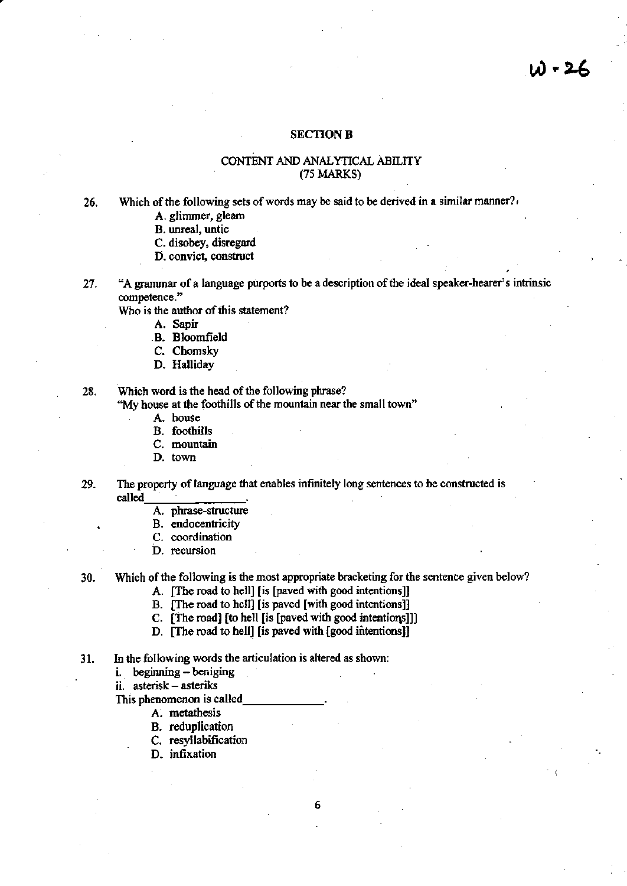W-26

## SECTION B

### CONTENT AND ANALYTICAL ABILITY
### (75 MARKS)

26. Which of the following sets of words may be said to be derived in a similar manner?
    - A. glimmer, gleam
    - B. unreal, untie
    - C. disobey, disregard
    - D. convict, construct

27. "A grammar of a language purports to be a description of the ideal speaker-hearer's intrinsic competence."
    Who is the author of this statement?
    - A. Sapir
    - B. Bloomfield
    - C. Chomsky
    - D. Halliday

28. Which word is the head of the following phrase?
    "My house at the foothills of the mountain near the small town"
    - A. house
    - B. foothills
    - C. mountain
    - D. town

29. The property of language that enables infinitely long sentences to be constructed is called_______________.
    - A. phrase-structure
    - B. endocentricity
    - C. coordination
    - D. recursion

30. Which of the following is the most appropriate bracketing for the sentence given below?
    - A. [The road to hell] [is [paved with good intentions]]
    - B. [The road to hell] [is paved [with good intentions]]
    - C. [The road] [to hell [is [paved with good intentions]]]
    - D. [The road to hell] [is paved with [good intentions]]

31. In the following words the articulation is altered as shown:
    i. beginning – beniging
    ii. asterisk – asteriks
    
    This phenomenon is called_____________.
    - A. metathesis
    - B. reduplication
    - C. resyllabification
    - D. infixation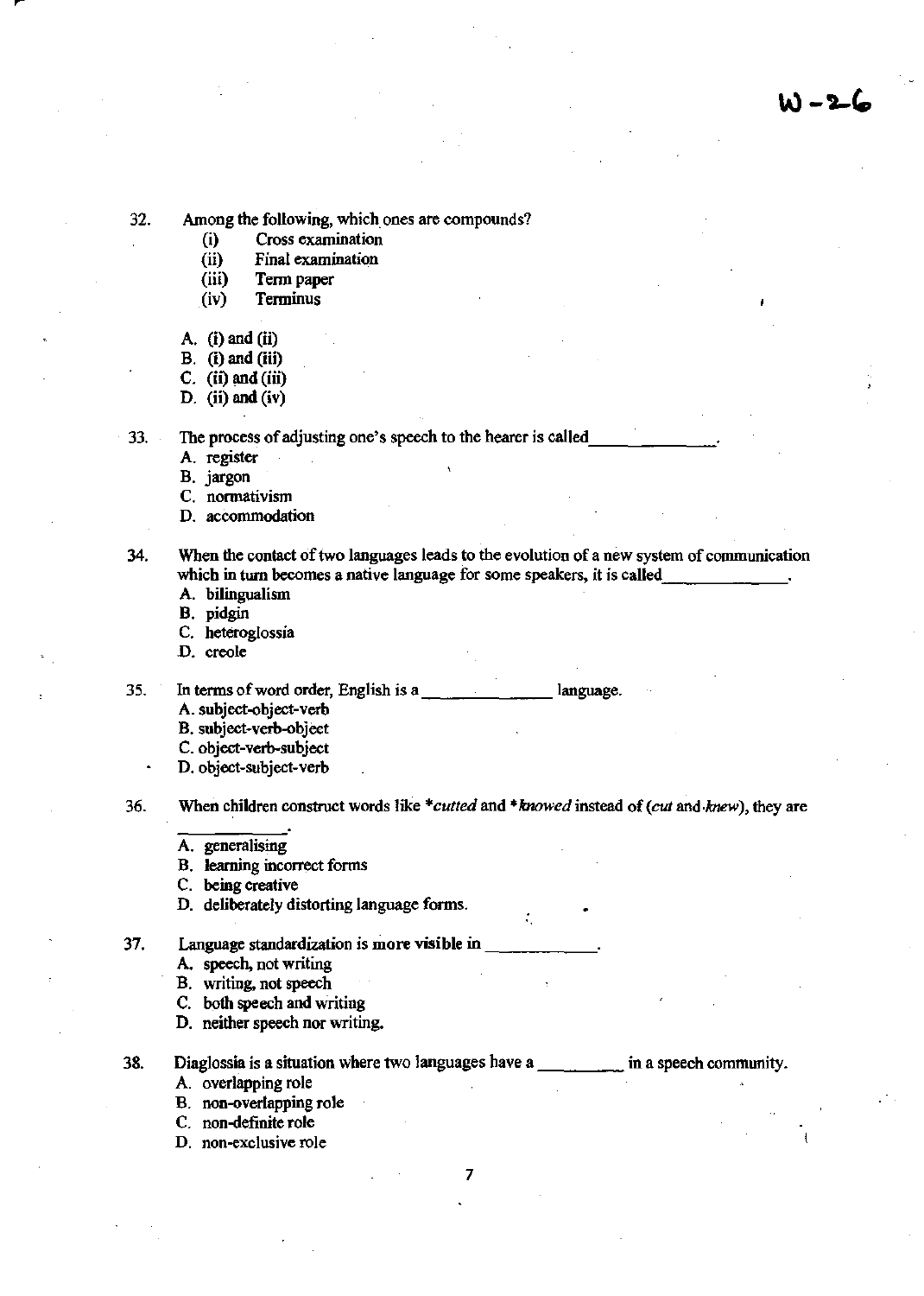32. Among the following, which ones are compounds?
    (i) Cross examination
    (ii) Final examination
    (iii) Term paper
    (iv) Terminus

    A. (i) and (ii)
    B. (i) and (iii)
    C. (ii) and (iii)
    D. (ii) and (iv)

33. The process of adjusting one's speech to the hearer is called\_\_\_\_\_\_\_\_\_\_\_\_\_.
    A. register
    B. jargon
    C. normativism
    D. accommodation

34. When the contact of two languages leads to the evolution of a new system of communication which in turn becomes a native language for some speakers, it is called\_\_\_\_\_\_\_\_\_\_\_\_\_.
    A. bilingualism
    B. pidgin
    C. heteroglossia
    D. creole

35. In terms of word order, English is a \_\_\_\_\_\_\_\_\_\_\_\_\_ language.
    A. subject-object-verb
    B. subject-verb-object
    C. object-verb-subject
    D. object-subject-verb

36. When children construct words like **cutted* and **knowed* instead of (*cut* and *knew*), they are \_\_\_\_\_\_\_\_\_\_\_.
    A. generalising
    B. learning incorrect forms
    C. being creative
    D. deliberately distorting language forms.

37. Language standardization is more visible in \_\_\_\_\_\_\_\_\_\_\_.
    A. speech, not writing
    B. writing, not speech
    C. both speech and writing
    D. neither speech nor writing.

38. Diaglossia is a situation where two languages have a \_\_\_\_\_\_\_\_\_ in a speech community.
    A. overlapping role
    B. non-overlapping role
    C. non-definite role
    D. non-exclusive role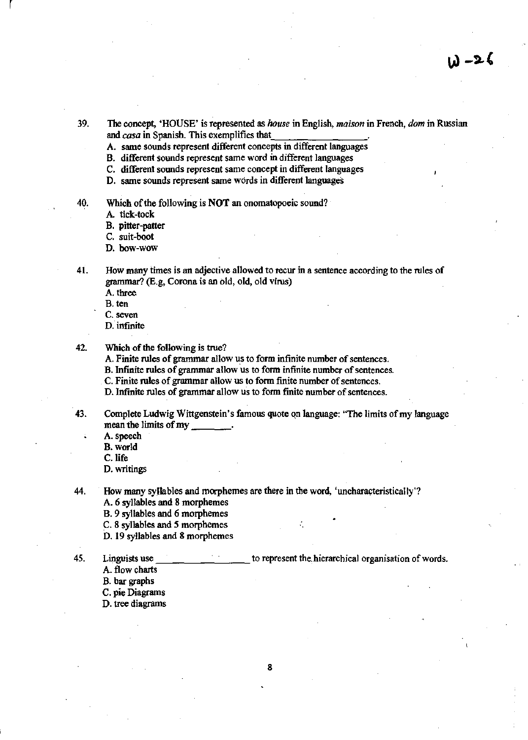39. The concept, 'HOUSE' is represented as *house* in English, *maison* in French, *dom* in Russian and *casa* in Spanish. This exemplifies that________________.
   A. same sounds represent different concepts in different languages
   B. different sounds represent same word in different languages
   C. different sounds represent same concept in different languages
   D. same sounds represent same words in different languages

40. Which of the following is **NOT** an onomatopoeic sound?
   A. tick-tock
   B. pitter-patter
   C. suit-boot
   D. bow-wow

41. How many times is an adjective allowed to recur in a sentence according to the rules of grammar? (E.g, Corona is an old, old, old virus)
   A. three
   B. ten
   C. seven
   D. infinite

42. Which of the following is true?
   A. Finite rules of grammar allow us to form infinite number of sentences.
   B. Infinite rules of grammar allow us to form infinite number of sentences.
   C. Finite rules of grammar allow us to form finite number of sentences.
   D. Infinite rules of grammar allow us to form finite number of sentences.

43. Complete Ludwig Wittgenstein's famous quote on language: "The limits of my language mean the limits of my _______.
   A. speech
   B. world
   C. life
   D. writings

44. How many syllables and morphemes are there in the word, 'uncharacteristically'?
   A. 6 syllables and 8 morphemes
   B. 9 syllables and 6 morphemes
   C. 8 syllables and 5 morphemes
   D. 19 syllables and 8 morphemes

45. Linguists use ________________ to represent the hierarchical organisation of words.
   A. flow charts
   B. bar graphs
   C. pie Diagrams
   D. tree diagrams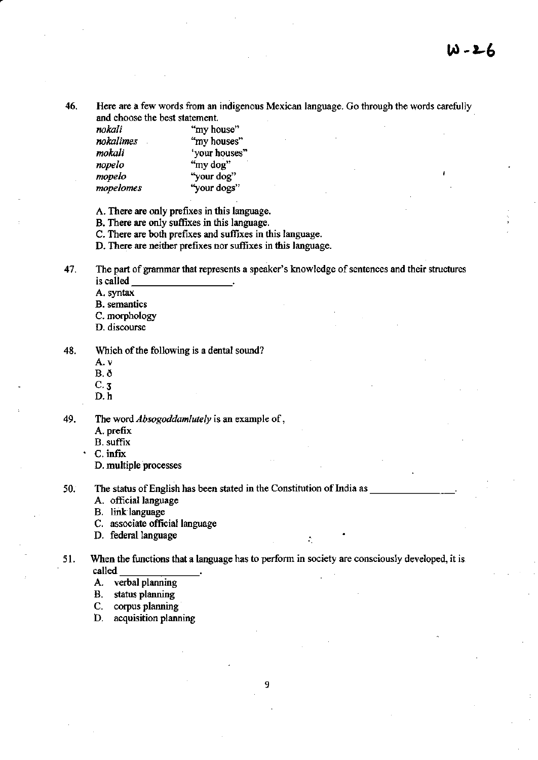W-26

46. Here are a few words from an indigenous Mexican language. Go through the words carefully and choose the best statement.

| | |
|---|---|
| *nokali* | "my house" |
| *nokalimes* | "my houses" |
| *mokali* | 'your houses" |
| *nopelo* | "my dog" |
| *mopelo* | "your dog" |
| *mopelomes* | "your dogs" |

A. There are only prefixes in this language.
B. There are only suffixes in this language.
C. There are both prefixes and suffixes in this language.
D. There are neither prefixes nor suffixes in this language.

47. The part of grammar that represents a speaker's knowledge of sentences and their structures is called ___________________.
A. syntax
B. semantics
C. morphology
D. discourse

48. Which of the following is a dental sound?
A. v
B. ð
C. ʒ
D. h

49. The word *Absogoddamlutely* is an example of ,
A. prefix
B. suffix
C. infix
D. multiple processes

50. The status of English has been stated in the Constitution of India as ________________.
A. official language
B. link language
C. associate official language
D. federal language

51. When the functions that a language has to perform in society are consciously developed, it is called _______________.
A. verbal planning
B. status planning
C. corpus planning
D. acquisition planning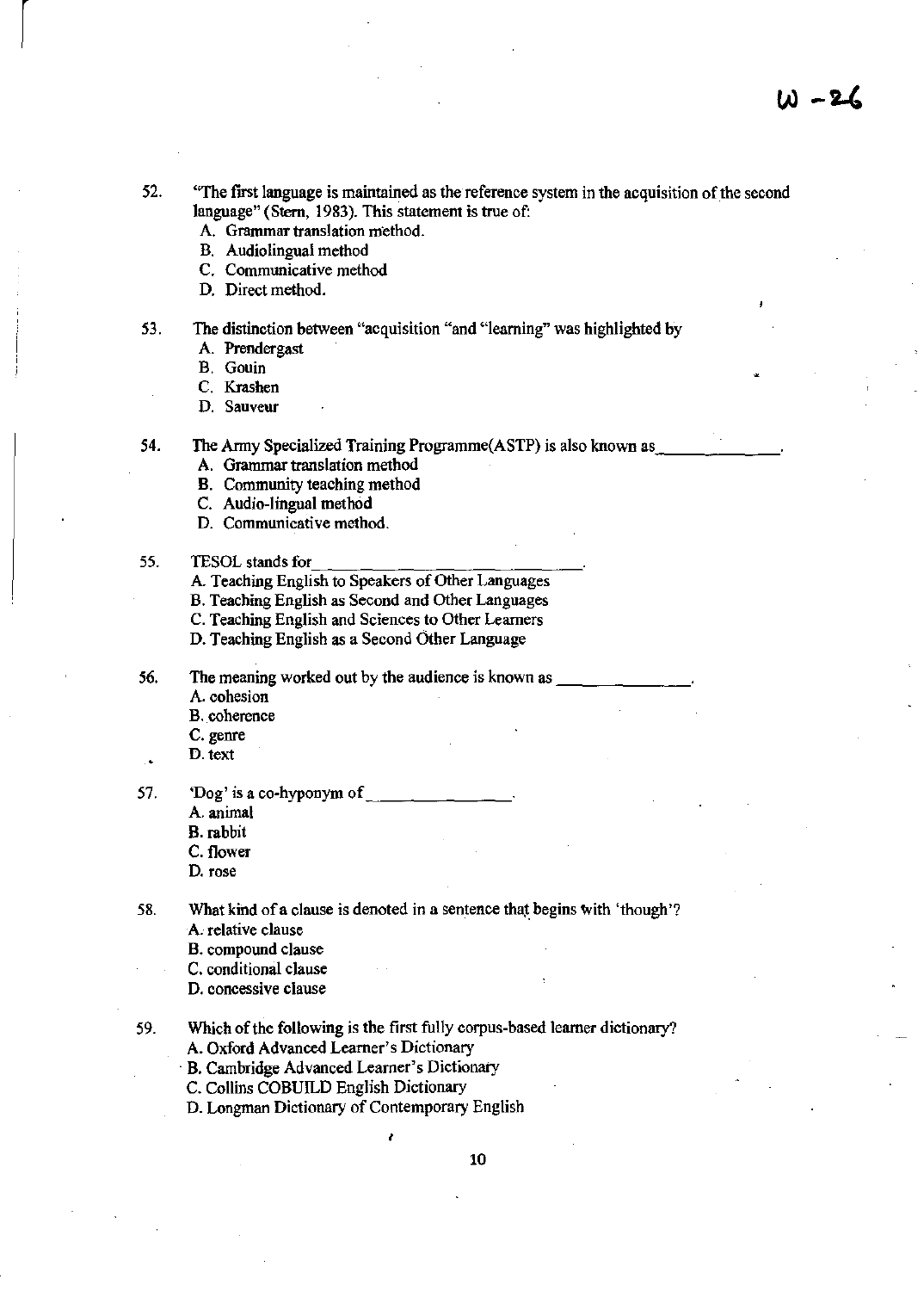52. "The first language is maintained as the reference system in the acquisition of the second language" (Stern, 1983). This statement is true of:
    A. Grammar translation method.
    B. Audiolingual method
    C. Communicative method
    D. Direct method.

53. The distinction between "acquisition "and "learning" was highlighted by
    A. Prendergast
    B. Gouin
    C. Krashen
    D. Sauveur

54. The Army Specialized Training Programme(ASTP) is also known as______________.
    A. Grammar translation method
    B. Community teaching method
    C. Audio-lingual method
    D. Communicative method.

55. TESOL stands for________________________________.
    A. Teaching English to Speakers of Other Languages
    B. Teaching English as Second and Other Languages
    C. Teaching English and Sciences to Other Learners
    D. Teaching English as a Second Other Language

56. The meaning worked out by the audience is known as ______________.
    A. cohesion
    B. coherence
    C. genre
    D. text

57. 'Dog' is a co-hyponym of ______________.
    A. animal
    B. rabbit
    C. flower
    D. rose

58. What kind of a clause is denoted in a sentence that begins with 'though'?
    A. relative clause
    B. compound clause
    C. conditional clause
    D. concessive clause

59. Which of the following is the first fully corpus-based learner dictionary?
    A. Oxford Advanced Learner's Dictionary
    B. Cambridge Advanced Learner's Dictionary
    C. Collins COBUILD English Dictionary
    D. Longman Dictionary of Contemporary English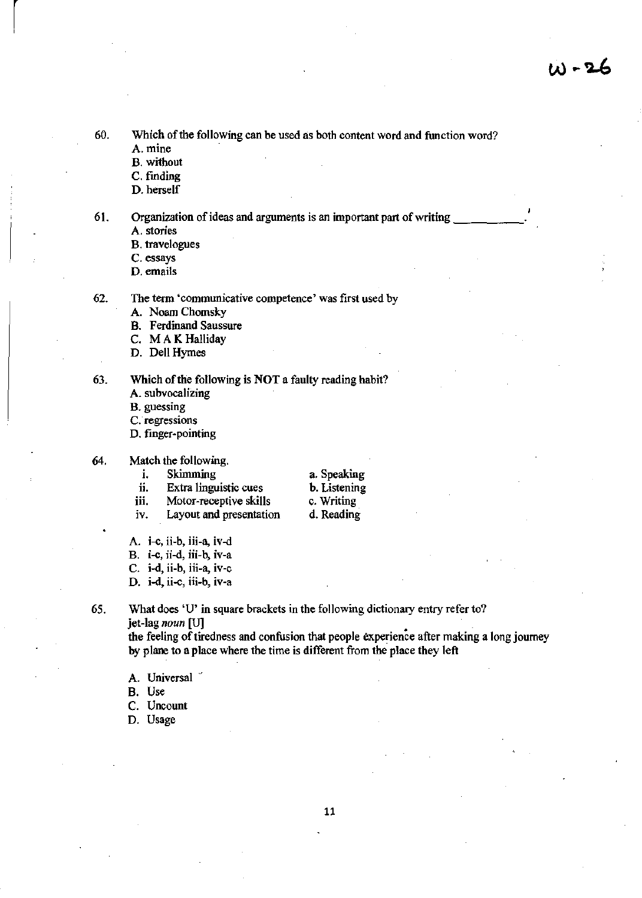W-26

60. Which of the following can be used as both content word and function word?
   A. mine
   B. without
   C. finding
   D. herself

61. Organization of ideas and arguments is an important part of writing ___________.
   A. stories
   B. travelogues
   C. essays
   D. emails

62. The term 'communicative competence' was first used by
   A. Noam Chomsky
   B. Ferdinand Saussure
   C. M A K Halliday
   D. Dell Hymes

63. Which of the following is **NOT** a faulty reading habit?
   A. subvocalizing
   B. guessing
   C. regressions
   D. finger-pointing

64. Match the following.

| | | |
|---|---|---|
| i. | Skimming | a. Speaking |
| ii. | Extra linguistic cues | b. Listening |
| iii. | Motor-receptive skills | c. Writing |
| iv. | Layout and presentation | d. Reading |

   A. i-c, ii-b, iii-a, iv-d
   B. i-c, ii-d, iii-b, iv-a
   C. i-d, ii-b, iii-a, iv-c
   D. i-d, ii-c, iii-b, iv-a

65. What does 'U' in square brackets in the following dictionary entry refer to?
   jet-lag *noun* [U]
   the feeling of tiredness and confusion that people experience after making a long journey by plane to a place where the time is different from the place they left

   A. Universal
   B. Use
   C. Uncount
   D. Usage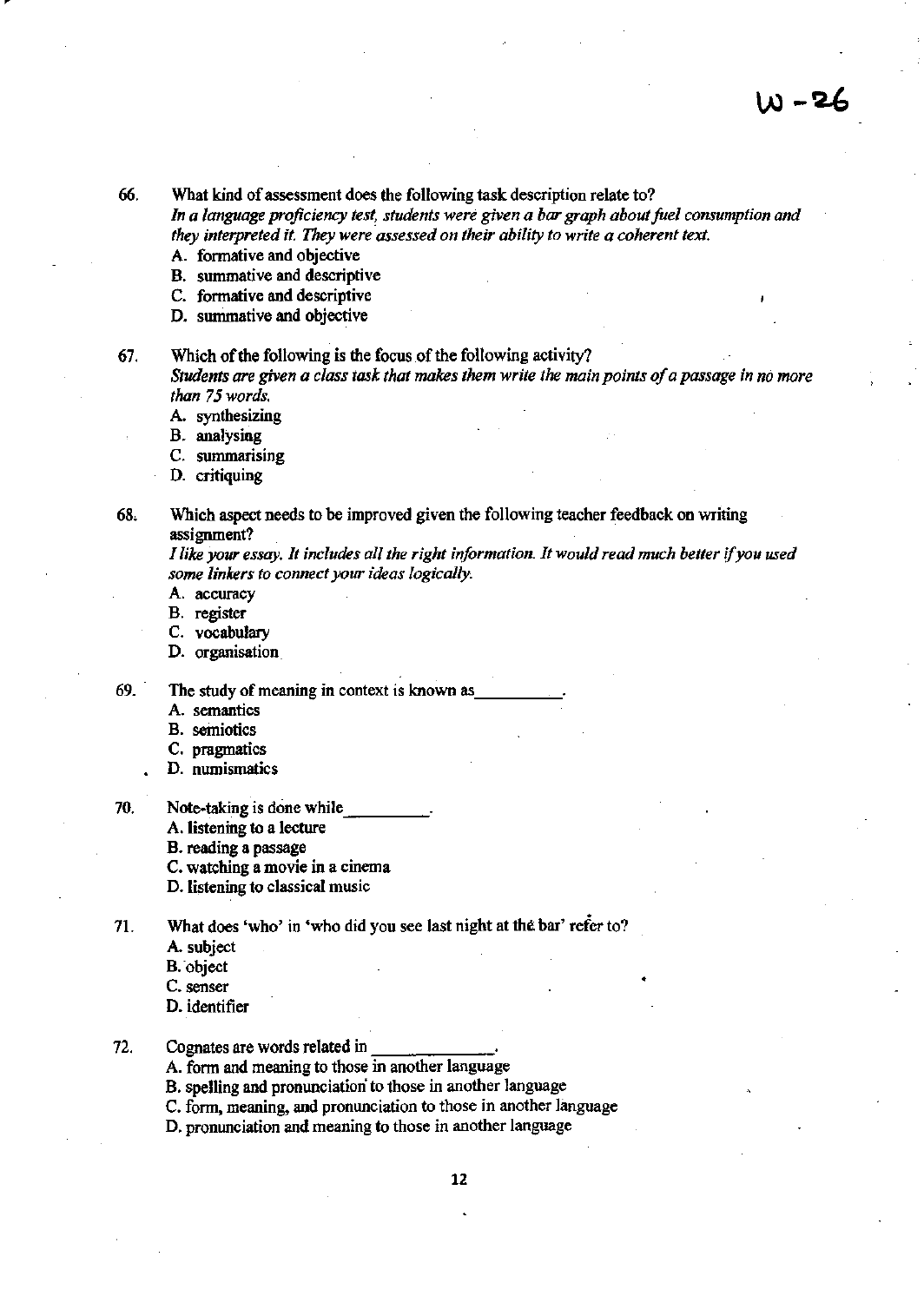W-26

66. What kind of assessment does the following task description relate to?
*In a language proficiency test, students were given a bar graph about fuel consumption and they interpreted it. They were assessed on their ability to write a coherent text.*
   A. formative and objective
   B. summative and descriptive
   C. formative and descriptive
   D. summative and objective

67. Which of the following is the focus of the following activity?
*Students are given a class task that makes them write the main points of a passage in no more than 75 words.*
   A. synthesizing
   B. analysing
   C. summarising
   D. critiquing

68. Which aspect needs to be improved given the following teacher feedback on writing assignment?
*I like your essay. It includes all the right information. It would read much better if you used some linkers to connect your ideas logically.*
   A. accuracy
   B. register
   C. vocabulary
   D. organisation

69. The study of meaning in context is known as__________.
   A. semantics
   B. semiotics
   C. pragmatics
   D. numismatics

70. Note-taking is done while__________.
   A. listening to a lecture
   B. reading a passage
   C. watching a movie in a cinema
   D. listening to classical music

71. What does 'who' in 'who did you see last night at the bar' refer to?
   A. subject
   B. object
   C. senser
   D. identifier

72. Cognates are words related in ______________.
   A. form and meaning to those in another language
   B. spelling and pronunciation to those in another language
   C. form, meaning, and pronunciation to those in another language
   D. pronunciation and meaning to those in another language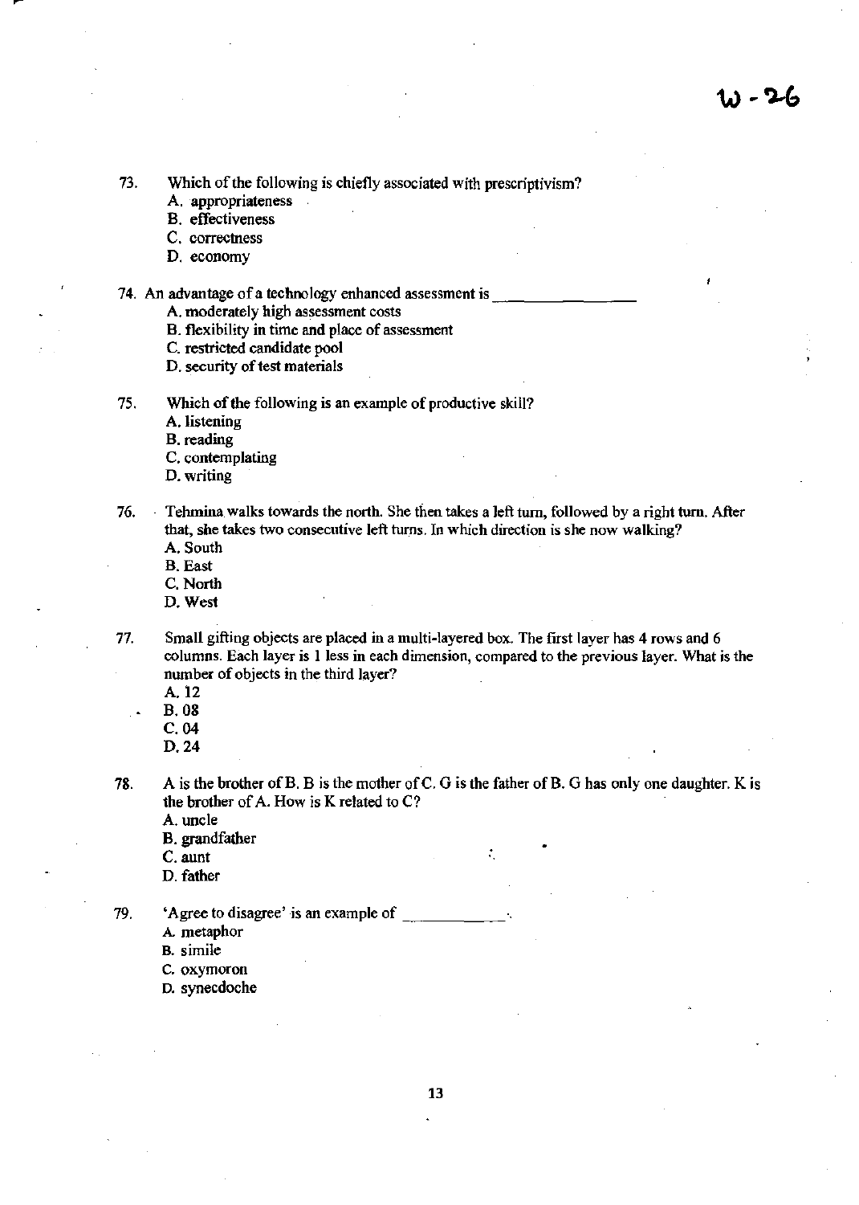W-26

73. Which of the following is chiefly associated with prescriptivism?
    A. appropriateness
    B. effectiveness
    C. correctness
    D. economy

74. An advantage of a technology enhanced assessment is ________________
    A. moderately high assessment costs
    B. flexibility in time and place of assessment
    C. restricted candidate pool
    D. security of test materials

75. Which of the following is an example of productive skill?
    A. listening
    B. reading
    C. contemplating
    D. writing

76. Tehmina walks towards the north. She then takes a left turn, followed by a right turn. After that, she takes two consecutive left turns. In which direction is she now walking?
    A. South
    B. East
    C. North
    D. West

77. Small gifting objects are placed in a multi-layered box. The first layer has 4 rows and 6 columns. Each layer is 1 less in each dimension, compared to the previous layer. What is the number of objects in the third layer?
    A. 12
    B. 08
    C. 04
    D. 24

78. A is the brother of B. B is the mother of C. G is the father of B. G has only one daughter. K is the brother of A. How is K related to C?
    A. uncle
    B. grandfather
    C. aunt
    D. father

79. 'Agree to disagree' is an example of ____________.
    A. metaphor
    B. simile
    C. oxymoron
    D. synecdoche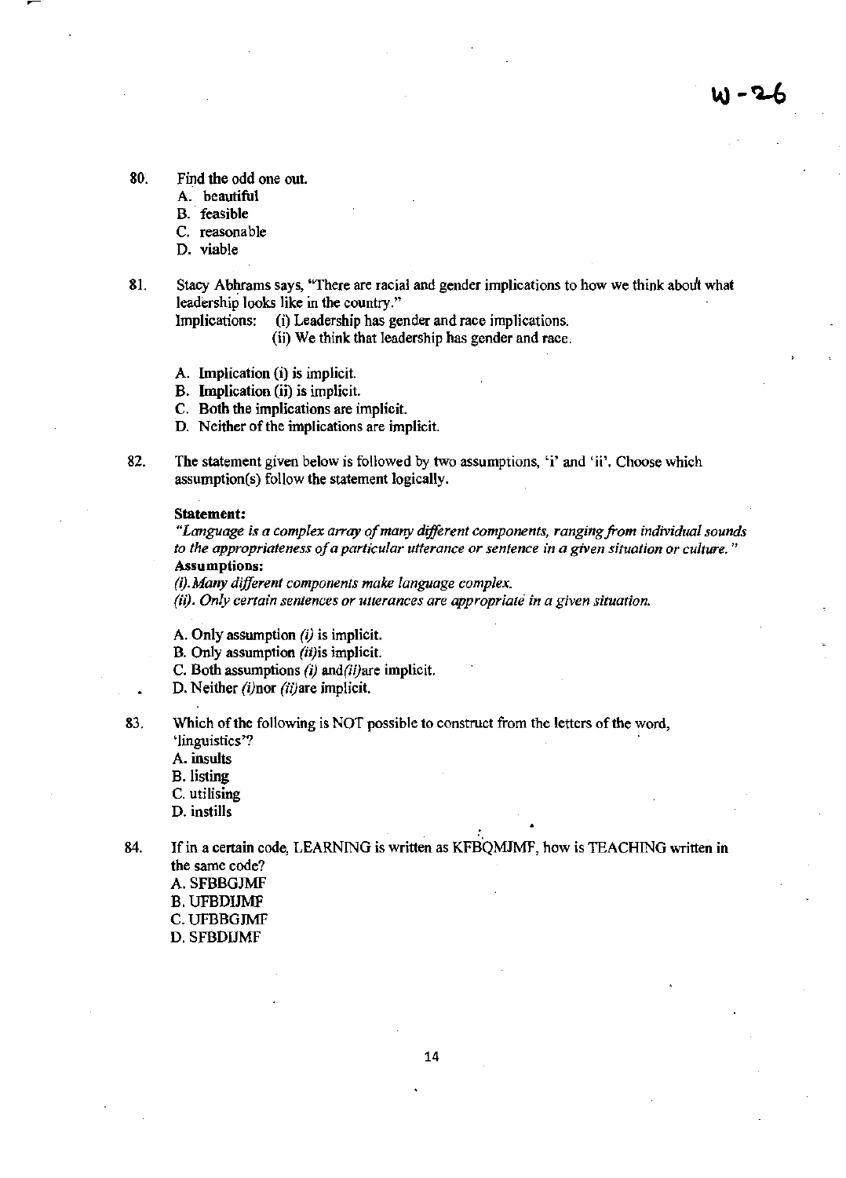W - 26

80. Find the odd one out.
    A. beautiful
    B. feasible
    C. reasonable
    D. viable

81. Stacy Abhrams says, "There are racial and gender implications to how we think about what leadership looks like in the country."
    Implications: (i) Leadership has gender and race implications.
    (ii) We think that leadership has gender and race.

    A. Implication (i) is implicit.
    B. Implication (ii) is implicit.
    C. Both the implications are implicit.
    D. Neither of the implications are implicit.

82. The statement given below is followed by two assumptions, 'i' and 'ii'. Choose which assumption(s) follow the statement logically.

    **Statement:**
    *"Language is a complex array of many different components, ranging from individual sounds to the appropriateness of a particular utterance or sentence in a given situation or culture."*
    **Assumptions:**
    *(i). Many different components make language complex.*
    *(ii). Only certain sentences or utterances are appropriate in a given situation.*

    A. Only assumption *(i)* is implicit.
    B. Only assumption *(ii)* is implicit.
    C. Both assumptions *(i)* and *(ii)* are implicit.
    D. Neither *(i)* nor *(ii)* are implicit.

83. Which of the following is NOT possible to construct from the letters of the word, 'linguistics'?
    A. insults
    B. listing
    C. utilising
    D. instills

84. If in a certain code, LEARNING is written as KFBQMJMF, how is TEACHING written in the same code?
    A. SFBBGJMF
    B. UFBDIJMF
    C. UFBBGJMF
    D. SFBDIJMF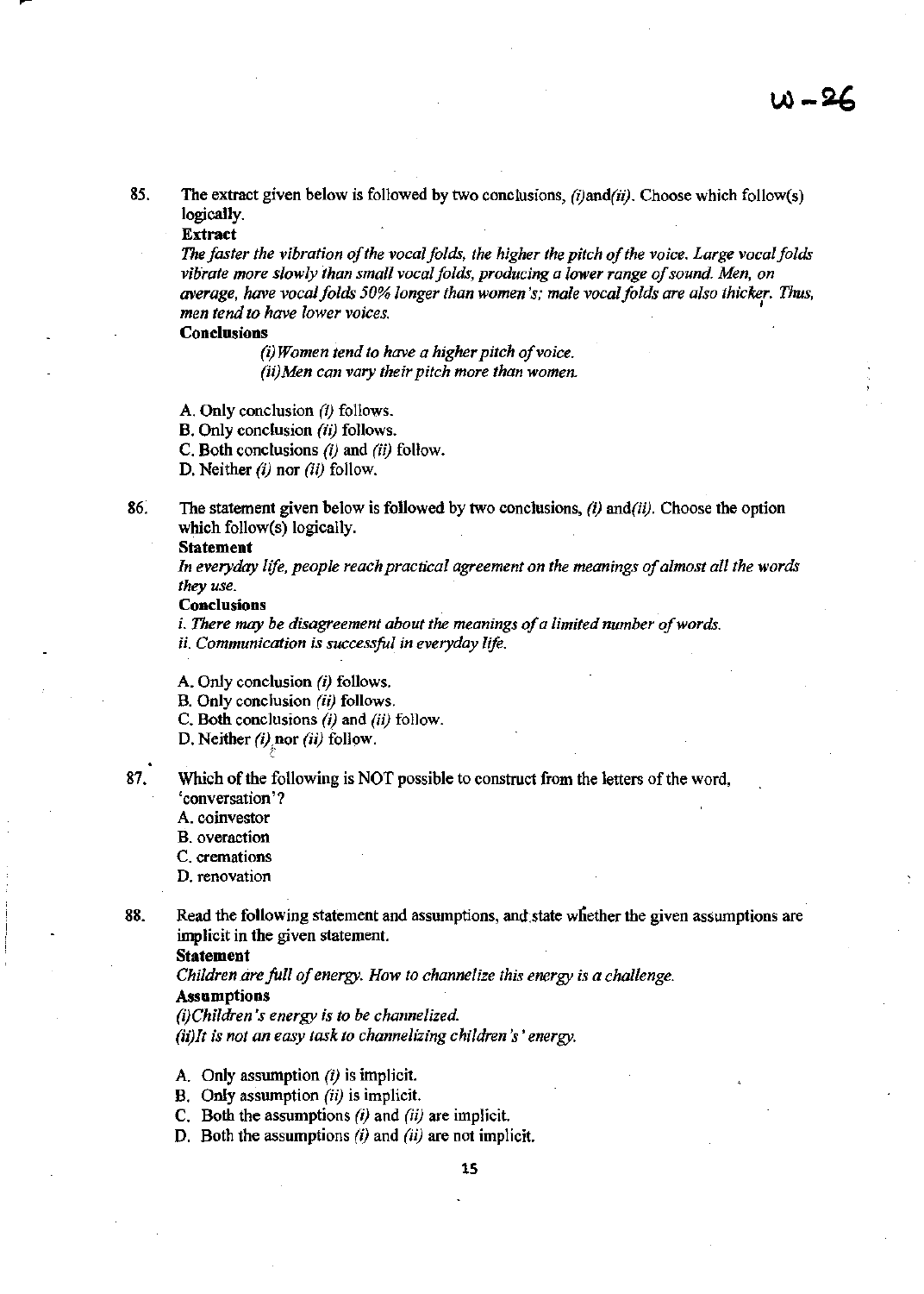85. The extract given below is followed by two conclusions, *(i)*and*(ii)*. Choose which follow(s) logically.

**Extract**

*The faster the vibration of the vocal folds, the higher the pitch of the voice. Large vocal folds vibrate more slowly than small vocal folds, producing a lower range of sound. Men, on average, have vocal folds 50% longer than women's; male vocal folds are also thicker. Thus, men tend to have lower voices.*

**Conclusions**

*(i) Women tend to have a higher pitch of voice.*
*(ii)Men can vary their pitch more than women.*

A. Only conclusion *(i)* follows.
B. Only conclusion *(ii)* follows.
C. Both conclusions *(i)* and *(ii)* follow.
D. Neither *(i)* nor *(ii)* follow.

86. The statement given below is followed by two conclusions, *(i)* and*(ii)*. Choose the option which follow(s) logically.

**Statement**

*In everyday life, people reach practical agreement on the meanings of almost all the words they use.*

**Conclusions**

*i. There may be disagreement about the meanings of a limited number of words.*
*ii. Communication is successful in everyday life.*

A. Only conclusion *(i)* follows.
B. Only conclusion *(ii)* follows.
C. Both conclusions *(i)* and *(ii)* follow.
D. Neither *(i)* nor *(ii)* follow.

87. Which of the following is NOT possible to construct from the letters of the word, 'conversation'?

A. coinvestor
B. overaction
C. cremations
D. renovation

88. Read the following statement and assumptions, and state whether the given assumptions are implicit in the given statement.

**Statement**

*Children are full of energy. How to channelize this energy is a challenge.*

**Assumptions**

*(i)Children's energy is to be channelized.*
*(ii)It is not an easy task to channelizing children's' energy.*

A. Only assumption *(i)* is implicit.
B. Only assumption *(ii)* is implicit.
C. Both the assumptions *(i)* and *(ii)* are implicit.
D. Both the assumptions *(i)* and *(ii)* are not implicit.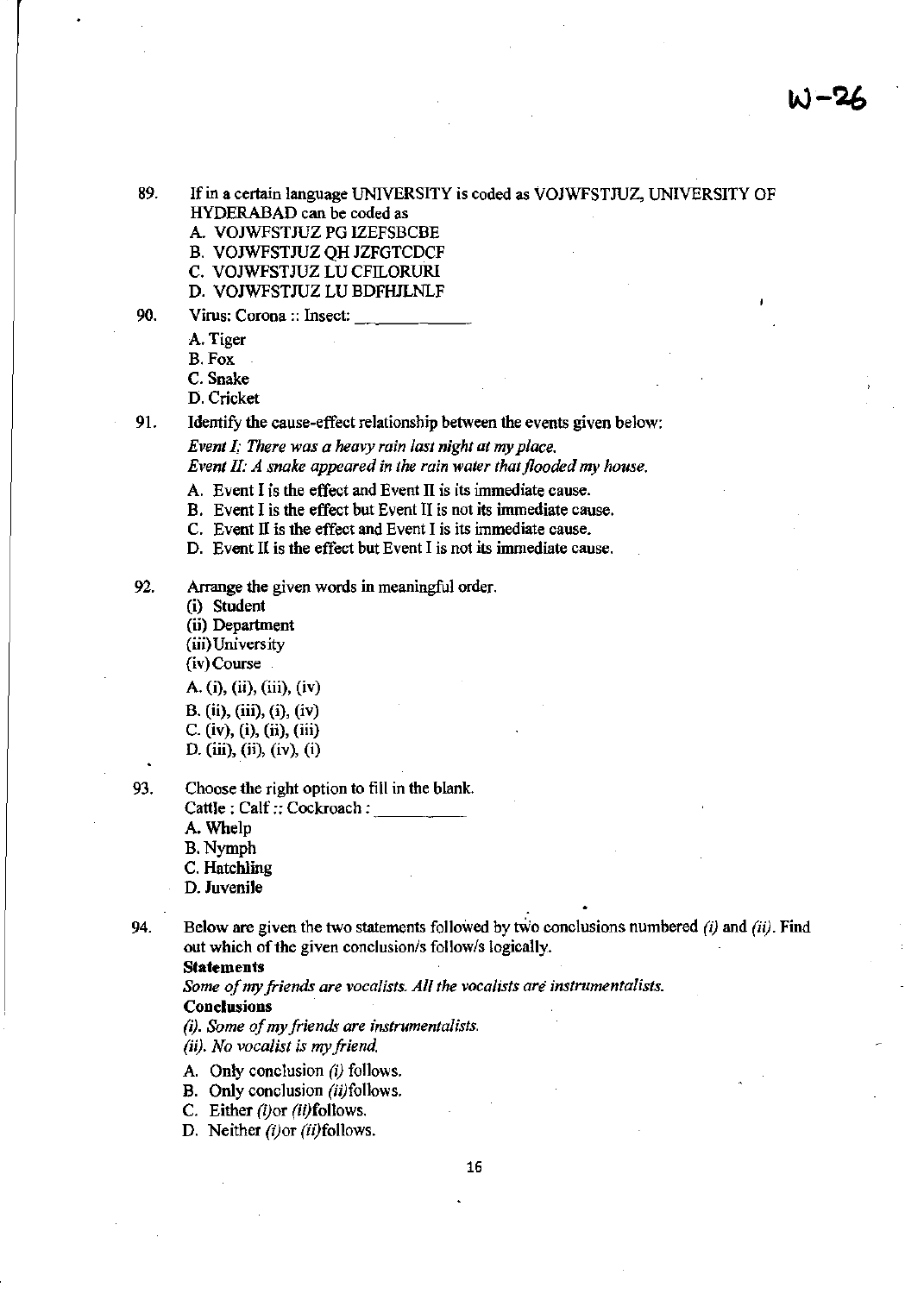W-26

89. If in a certain language UNIVERSITY is coded as VOJWFSTJUZ, UNIVERSITY OF HYDERABAD can be coded as

 A. VOJWFSTJUZ PG IZEFSBCBE
 B. VOJWFSTJUZ QH JZFGTCDCF
 C. VOJWFSTJUZ LU CFILORURI
 D. VOJWFSTJUZ LU BDFHJLNLF

90. Virus: Corona :: Insect: \_\_\_\_\_\_\_\_\_\_

 A. Tiger
 B. Fox
 C. Snake
 D. Cricket

91. Identify the cause-effect relationship between the events given below:

 *Event I: There was a heavy rain last night at my place.*
 *Event II: A snake appeared in the rain water that flooded my house.*

 A. Event I is the effect and Event II is its immediate cause.
 B. Event I is the effect but Event II is not its immediate cause.
 C. Event II is the effect and Event I is its immediate cause.
 D. Event II is the effect but Event I is not its immediate cause.

92. Arrange the given words in meaningful order.

 (i) Student
 (ii) Department
 (iii) University
 (iv) Course

 A. (i), (ii), (iii), (iv)
 B. (ii), (iii), (i), (iv)
 C. (iv), (i), (ii), (iii)
 D. (iii), (ii), (iv), (i)

93. Choose the right option to fill in the blank.

 Cattle : Calf :: Cockroach : \_\_\_\_\_\_\_\_\_\_

 A. Whelp
 B. Nymph
 C. Hatchling
 D. Juvenile

94. Below are given the two statements followed by two conclusions numbered *(i)* and *(ii)*. Find out which of the given conclusion/s follow/s logically.

 **Statements**

 *Some of my friends are vocalists. All the vocalists are instrumentalists.*

 **Conclusions**

 *(i). Some of my friends are instrumentalists.*
 *(ii). No vocalist is my friend.*

 A. Only conclusion *(i)* follows.
 B. Only conclusion *(ii)* follows.
 C. Either *(i)* or *(ii)* follows.
 D. Neither *(i)* or *(ii)* follows.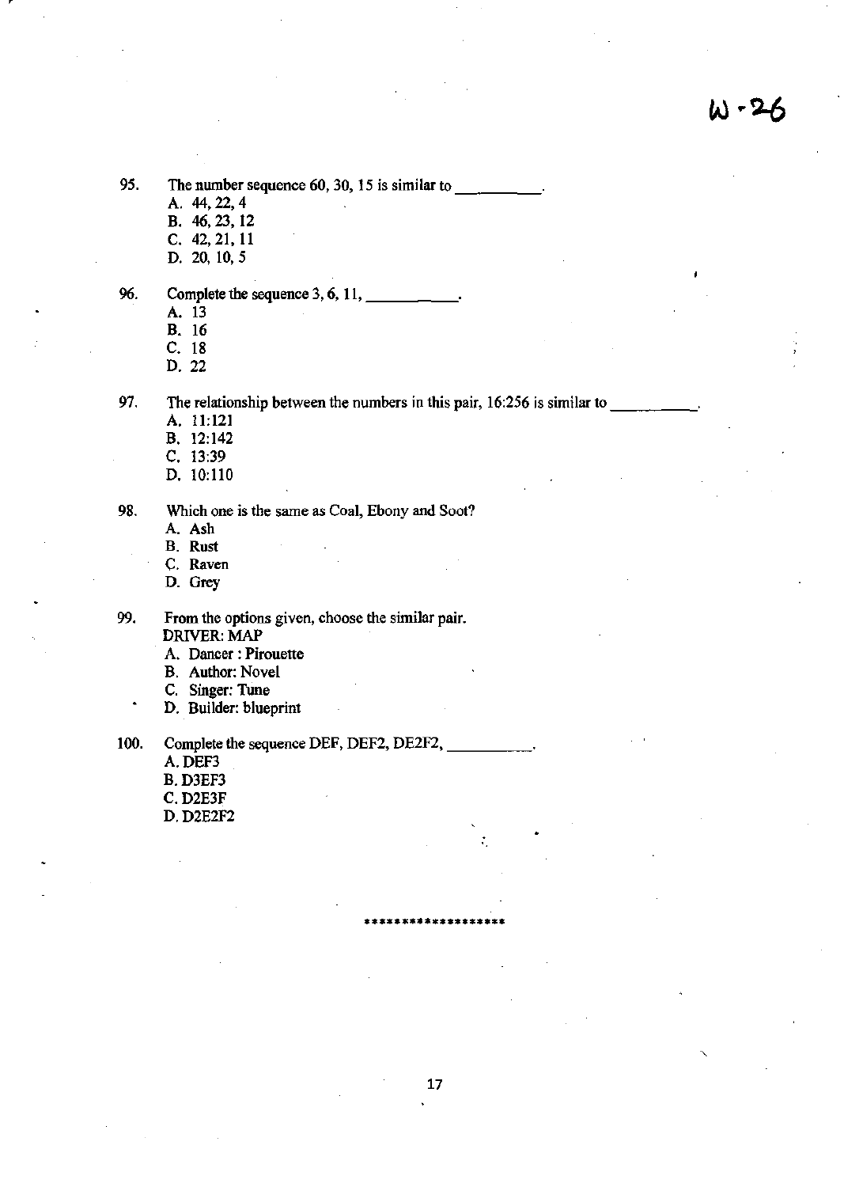95. The number sequence 60, 30, 15 is similar to __________.
    A. 44, 22, 4
    B. 46, 23, 12
    C. 42, 21, 11
    D. 20, 10, 5

96. Complete the sequence 3, 6, 11, ___________.
    A. 13
    B. 16
    C. 18
    D. 22

97. The relationship between the numbers in this pair, 16:256 is similar to __________.
    A. 11:121
    B. 12:142
    C. 13:39
    D. 10:110

98. Which one is the same as Coal, Ebony and Soot?
    A. Ash
    B. Rust
    C. Raven
    D. Grey

99. From the options given, choose the similar pair.
    DRIVER: MAP
    A. Dancer : Pirouette
    B. Author: Novel
    C. Singer: Tune
    D. Builder: blueprint

100. Complete the sequence DEF, DEF2, DE2F2, __________.
    A. DEF3
    B. D3EF3
    C. D2E3F
    D. D2E2F2

*******************